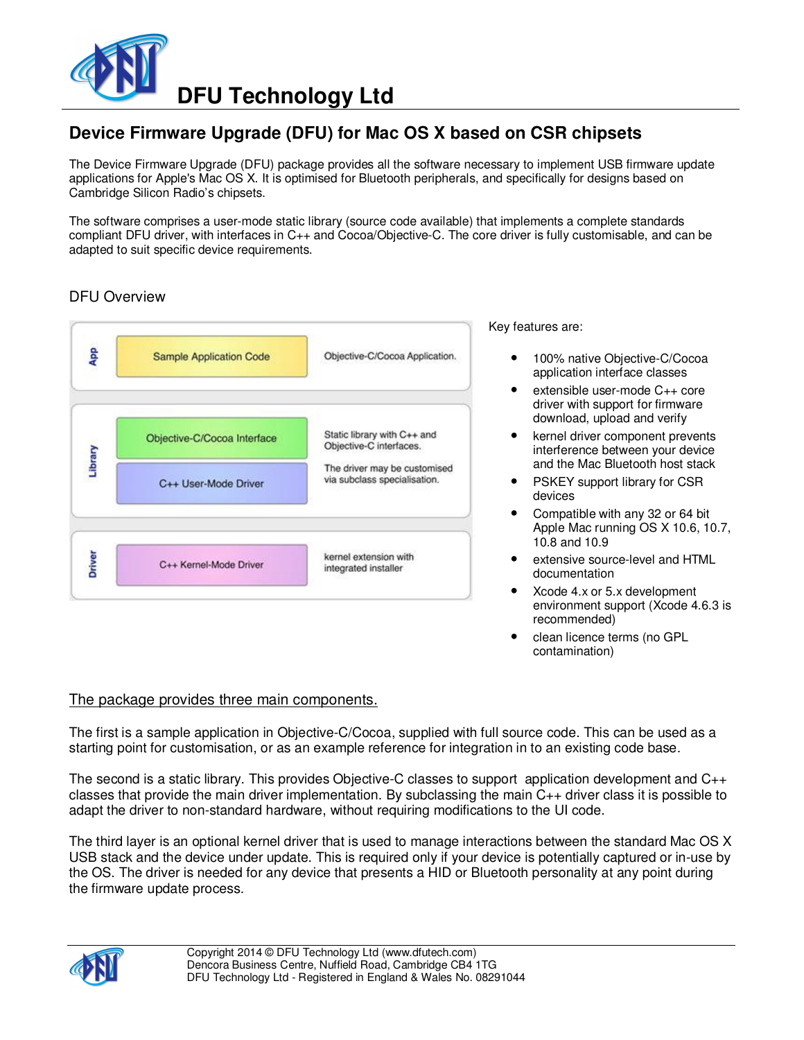# DFU Technology Ltd

## Device Firmware Upgrade (DFU) for Mac OS X based on CSR chipsets

The Device Firmware Upgrade (DFU) package provides all the software necessary to implement USB firmware update applications for Apple's Mac OS X. It is optimised for Bluetooth peripherals, and specifically for designs based on Cambridge Silicon Radio's chipsets.

The software comprises a user-mode static library (source code available) that implements a complete standards compliant DFU driver, with interfaces in C++ and Cocoa/Objective-C. The core driver is fully customisable, and can be adapted to suit specific device requirements.

### DFU Overview

| Layer | Component | Description |
|---|---|---|
| App | Sample Application Code | Objective-C/Cocoa Application. |
| Library | Objective-C/Cocoa Interface | Static library with C++ and Objective-C interfaces. |
| | C++ User-Mode Driver | The driver may be customised via subclass specialisation. |
| Driver | C++ Kernel-Mode Driver | kernel extension with integrated installer |

Key features are:

- 100% native Objective-C/Cocoa application interface classes
- extensible user-mode C++ core driver with support for firmware download, upload and verify
- kernel driver component prevents interference between your device and the Mac Bluetooth host stack
- PSKEY support library for CSR devices
- Compatible with any 32 or 64 bit Apple Mac running OS X 10.6, 10.7, 10.8 and 10.9
- extensive source-level and HTML documentation
- Xcode 4.x or 5.x development environment support (Xcode 4.6.3 is recommended)
- clean licence terms (no GPL contamination)

<u>The package provides three main components.</u>

The first is a sample application in Objective-C/Cocoa, supplied with full source code. This can be used as a starting point for customisation, or as an example reference for integration in to an existing code base.

The second is a static library. This provides Objective-C classes to support application development and C++ classes that provide the main driver implementation. By subclassing the main C++ driver class it is possible to adapt the driver to non-standard hardware, without requiring modifications to the UI code.

The third layer is an optional kernel driver that is used to manage interactions between the standard Mac OS X USB stack and the device under update. This is required only if your device is potentially captured or in-use by the OS. The driver is needed for any device that presents a HID or Bluetooth personality at any point during the firmware update process.

Copyright 2014 © DFU Technology Ltd (www.dfutech.com)
Dencora Business Centre, Nuffield Road, Cambridge CB4 1TG
DFU Technology Ltd - Registered in England & Wales No. 08291044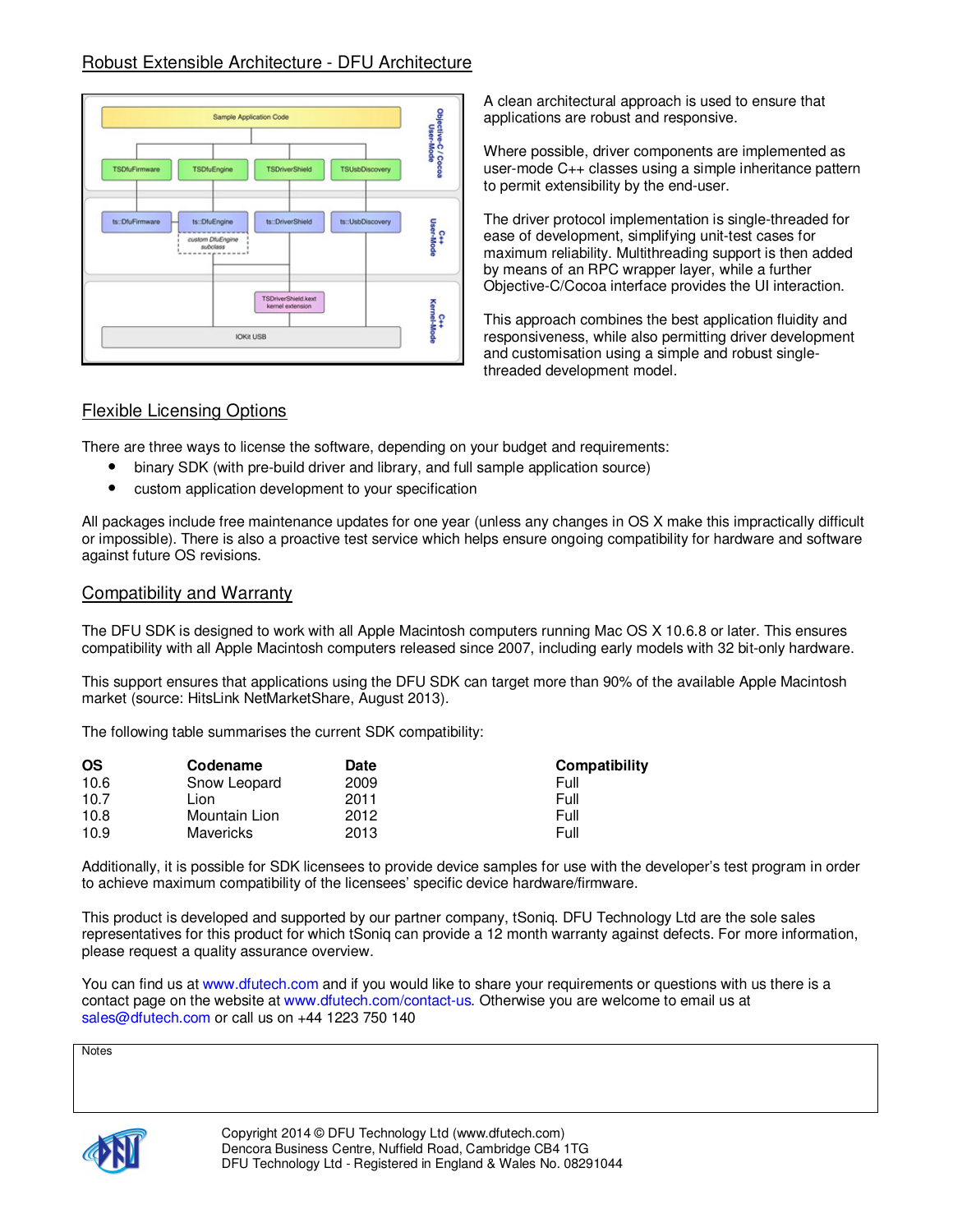## Robust Extensible Architecture - DFU Architecture

Sample Application Code

TSDfuFirmware

TSDfuEngine

TSDriverShield

TSUsbDiscovery

Objective-C / Cocoa User-Mode

ts::DfuFirmware

ts::DfuEngine

ts::DriverShield

ts::UsbDiscovery

custom DfuEngine subclass

C++ User-Mode

TSDriverShield.kext kernel extension

IOKit USB

C++ Kernel-Mode

A clean architectural approach is used to ensure that applications are robust and responsive.

Where possible, driver components are implemented as user-mode C++ classes using a simple inheritance pattern to permit extensibility by the end-user.

The driver protocol implementation is single-threaded for ease of development, simplifying unit-test cases for maximum reliability. Multithreading support is then added by means of an RPC wrapper layer, while a further Objective-C/Cocoa interface provides the UI interaction.

This approach combines the best application fluidity and responsiveness, while also permitting driver development and customisation using a simple and robust single-threaded development model.

## Flexible Licensing Options

There are three ways to license the software, depending on your budget and requirements:

- binary SDK (with pre-build driver and library, and full sample application source)
- custom application development to your specification

All packages include free maintenance updates for one year (unless any changes in OS X make this impractically difficult or impossible). There is also a proactive test service which helps ensure ongoing compatibility for hardware and software against future OS revisions.

## Compatibility and Warranty

The DFU SDK is designed to work with all Apple Macintosh computers running Mac OS X 10.6.8 or later. This ensures compatibility with all Apple Macintosh computers released since 2007, including early models with 32 bit-only hardware.

This support ensures that applications using the DFU SDK can target more than 90% of the available Apple Macintosh market (source: HitsLink NetMarketShare, August 2013).

The following table summarises the current SDK compatibility:

| OS | Codename | Date | Compatibility |
|---|---|---|---|
| 10.6 | Snow Leopard | 2009 | Full |
| 10.7 | Lion | 2011 | Full |
| 10.8 | Mountain Lion | 2012 | Full |
| 10.9 | Mavericks | 2013 | Full |

Additionally, it is possible for SDK licensees to provide device samples for use with the developer's test program in order to achieve maximum compatibility of the licensees' specific device hardware/firmware.

This product is developed and supported by our partner company, tSoniq. DFU Technology Ltd are the sole sales representatives for this product for which tSoniq can provide a 12 month warranty against defects. For more information, please request a quality assurance overview.

You can find us at www.dfutech.com and if you would like to share your requirements or questions with us there is a contact page on the website at www.dfutech.com/contact-us. Otherwise you are welcome to email us at sales@dfutech.com or call us on +44 1223 750 140

Notes

Copyright 2014 © DFU Technology Ltd (www.dfutech.com)
Dencora Business Centre, Nuffield Road, Cambridge CB4 1TG
DFU Technology Ltd - Registered in England & Wales No. 08291044